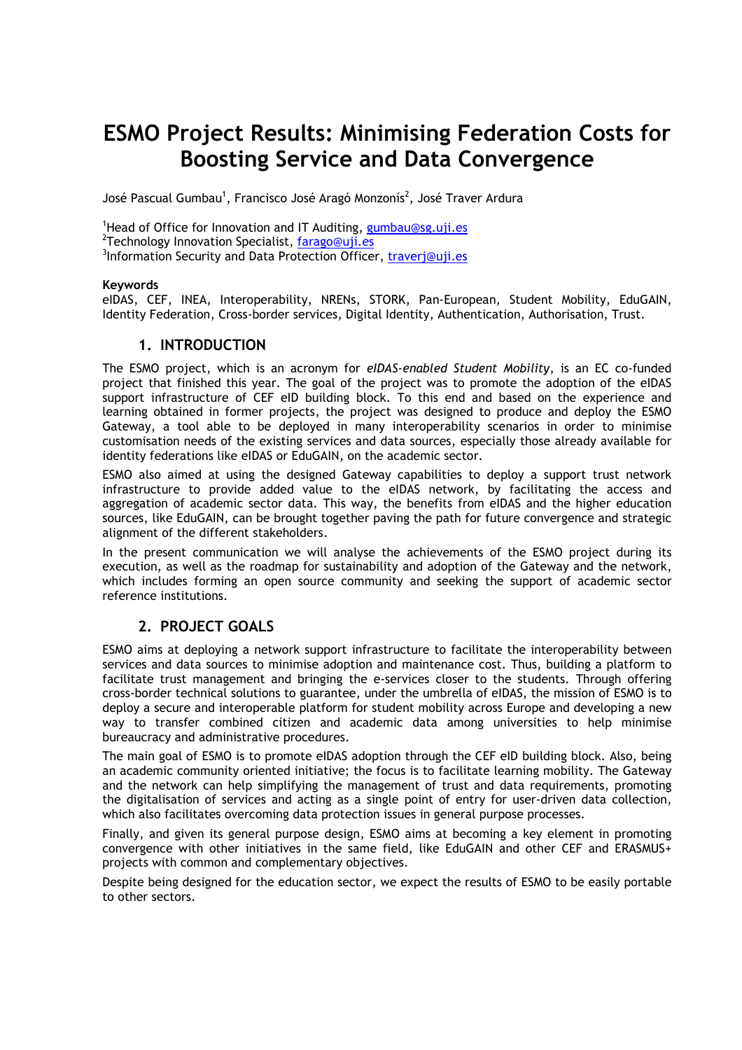# ESMO Project Results: Minimising Federation Costs for Boosting Service and Data Convergence

José Pascual Gumbau[1], Francisco José Aragó Monzonís[2], José Traver Ardura

[1]Head of Office for Innovation and IT Auditing, gumbau@sg.uji.es
[2]Technology Innovation Specialist, farago@uji.es
[3]Information Security and Data Protection Officer, traverj@uji.es

**Keywords**

eIDAS, CEF, INEA, Interoperability, NRENs, STORK, Pan-European, Student Mobility, EduGAIN, Identity Federation, Cross-border services, Digital Identity, Authentication, Authorisation, Trust.

## 1. INTRODUCTION

The ESMO project, which is an acronym for *eIDAS-enabled Student Mobility*, is an EC co-funded project that finished this year. The goal of the project was to promote the adoption of the eIDAS support infrastructure of CEF eID building block. To this end and based on the experience and learning obtained in former projects, the project was designed to produce and deploy the ESMO Gateway, a tool able to be deployed in many interoperability scenarios in order to minimise customisation needs of the existing services and data sources, especially those already available for identity federations like eIDAS or EduGAIN, on the academic sector.

ESMO also aimed at using the designed Gateway capabilities to deploy a support trust network infrastructure to provide added value to the eIDAS network, by facilitating the access and aggregation of academic sector data. This way, the benefits from eIDAS and the higher education sources, like EduGAIN, can be brought together paving the path for future convergence and strategic alignment of the different stakeholders.

In the present communication we will analyse the achievements of the ESMO project during its execution, as well as the roadmap for sustainability and adoption of the Gateway and the network, which includes forming an open source community and seeking the support of academic sector reference institutions.

## 2. PROJECT GOALS

ESMO aims at deploying a network support infrastructure to facilitate the interoperability between services and data sources to minimise adoption and maintenance cost. Thus, building a platform to facilitate trust management and bringing the e-services closer to the students. Through offering cross-border technical solutions to guarantee, under the umbrella of eIDAS, the mission of ESMO is to deploy a secure and interoperable platform for student mobility across Europe and developing a new way to transfer combined citizen and academic data among universities to help minimise bureaucracy and administrative procedures.

The main goal of ESMO is to promote eIDAS adoption through the CEF eID building block. Also, being an academic community oriented initiative; the focus is to facilitate learning mobility. The Gateway and the network can help simplifying the management of trust and data requirements, promoting the digitalisation of services and acting as a single point of entry for user-driven data collection, which also facilitates overcoming data protection issues in general purpose processes.

Finally, and given its general purpose design, ESMO aims at becoming a key element in promoting convergence with other initiatives in the same field, like EduGAIN and other CEF and ERASMUS+ projects with common and complementary objectives.

Despite being designed for the education sector, we expect the results of ESMO to be easily portable to other sectors.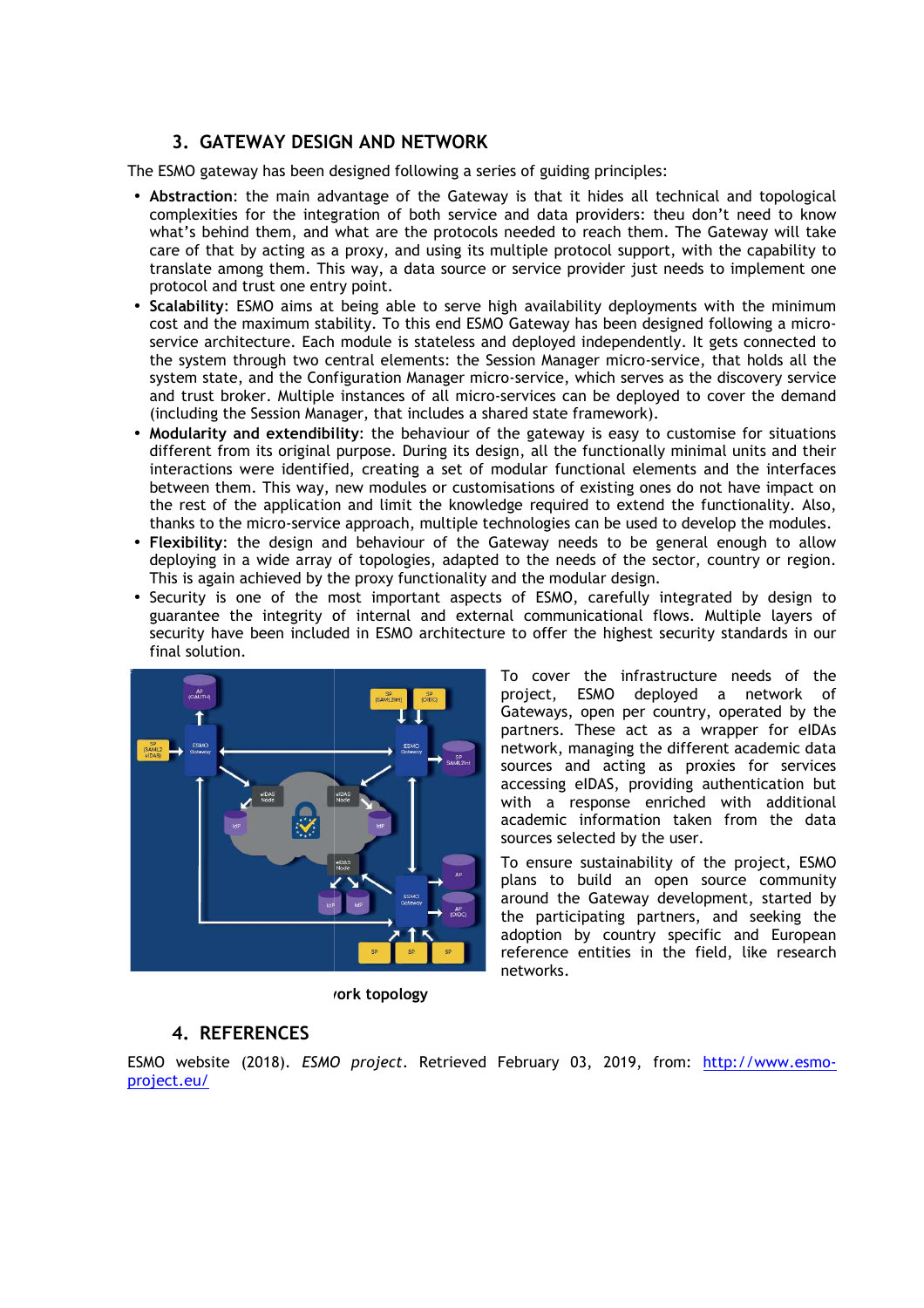## 3. GATEWAY DESIGN AND NETWORK

The ESMO gateway has been designed following a series of guiding principles:

- **Abstraction**: the main advantage of the Gateway is that it hides all technical and topological complexities for the integration of both service and data providers: theu don't need to know what's behind them, and what are the protocols needed to reach them. The Gateway will take care of that by acting as a proxy, and using its multiple protocol support, with the capability to translate among them. This way, a data source or service provider just needs to implement one protocol and trust one entry point.
- **Scalability**: ESMO aims at being able to serve high availability deployments with the minimum cost and the maximum stability. To this end ESMO Gateway has been designed following a micro-service architecture. Each module is stateless and deployed independently. It gets connected to the system through two central elements: the Session Manager micro-service, that holds all the system state, and the Configuration Manager micro-service, which serves as the discovery service and trust broker. Multiple instances of all micro-services can be deployed to cover the demand (including the Session Manager, that includes a shared state framework).
- **Modularity and extendibility**: the behaviour of the gateway is easy to customise for situations different from its original purpose. During its design, all the functionally minimal units and their interactions were identified, creating a set of modular functional elements and the interfaces between them. This way, new modules or customisations of existing ones do not have impact on the rest of the application and limit the knowledge required to extend the functionality. Also, thanks to the micro-service approach, multiple technologies can be used to develop the modules.
- **Flexibility**: the design and behaviour of the Gateway needs to be general enough to allow deploying in a wide array of topologies, adapted to the needs of the sector, country or region. This is again achieved by the proxy functionality and the modular design.
- Security is one of the most important aspects of ESMO, carefully integrated by design to guarantee the integrity of internal and external communicational flows. Multiple layers of security have been included in ESMO architecture to offer the highest security standards in our final solution.

ork topology

To cover the infrastructure needs of the project, ESMO deployed a network of Gateways, open per country, operated by the partners. These act as a wrapper for eIDAs network, managing the different academic data sources and acting as proxies for services accessing eIDAS, providing authentication but with a response enriched with additional academic information taken from the data sources selected by the user.

To ensure sustainability of the project, ESMO plans to build an open source community around the Gateway development, started by the participating partners, and seeking the adoption by country specific and European reference entities in the field, like research networks.

## 4. REFERENCES

ESMO website (2018). *ESMO project*. Retrieved February 03, 2019, from: http://www.esmo-project.eu/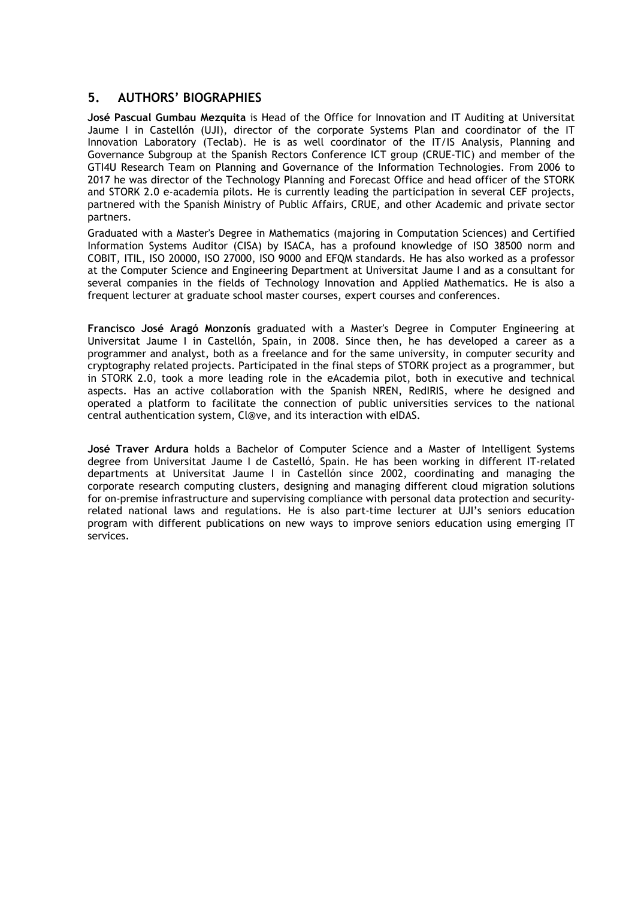## 5. AUTHORS' BIOGRAPHIES

**José Pascual Gumbau Mezquita** is Head of the Office for Innovation and IT Auditing at Universitat Jaume I in Castellón (UJI), director of the corporate Systems Plan and coordinator of the IT Innovation Laboratory (Teclab). He is as well coordinator of the IT/IS Analysis, Planning and Governance Subgroup at the Spanish Rectors Conference ICT group (CRUE-TIC) and member of the GTI4U Research Team on Planning and Governance of the Information Technologies. From 2006 to 2017 he was director of the Technology Planning and Forecast Office and head officer of the STORK and STORK 2.0 e-academia pilots. He is currently leading the participation in several CEF projects, partnered with the Spanish Ministry of Public Affairs, CRUE, and other Academic and private sector partners.

Graduated with a Master's Degree in Mathematics (majoring in Computation Sciences) and Certified Information Systems Auditor (CISA) by ISACA, has a profound knowledge of ISO 38500 norm and COBIT, ITIL, ISO 20000, ISO 27000, ISO 9000 and EFQM standards. He has also worked as a professor at the Computer Science and Engineering Department at Universitat Jaume I and as a consultant for several companies in the fields of Technology Innovation and Applied Mathematics. He is also a frequent lecturer at graduate school master courses, expert courses and conferences.

**Francisco José Aragó Monzonís** graduated with a Master's Degree in Computer Engineering at Universitat Jaume I in Castellón, Spain, in 2008. Since then, he has developed a career as a programmer and analyst, both as a freelance and for the same university, in computer security and cryptography related projects. Participated in the final steps of STORK project as a programmer, but in STORK 2.0, took a more leading role in the eAcademia pilot, both in executive and technical aspects. Has an active collaboration with the Spanish NREN, RedIRIS, where he designed and operated a platform to facilitate the connection of public universities services to the national central authentication system, Cl@ve, and its interaction with eIDAS.

**José Traver Ardura** holds a Bachelor of Computer Science and a Master of Intelligent Systems degree from Universitat Jaume I de Castelló, Spain. He has been working in different IT-related departments at Universitat Jaume I in Castellón since 2002, coordinating and managing the corporate research computing clusters, designing and managing different cloud migration solutions for on-premise infrastructure and supervising compliance with personal data protection and security-related national laws and regulations. He is also part-time lecturer at UJI's seniors education program with different publications on new ways to improve seniors education using emerging IT services.